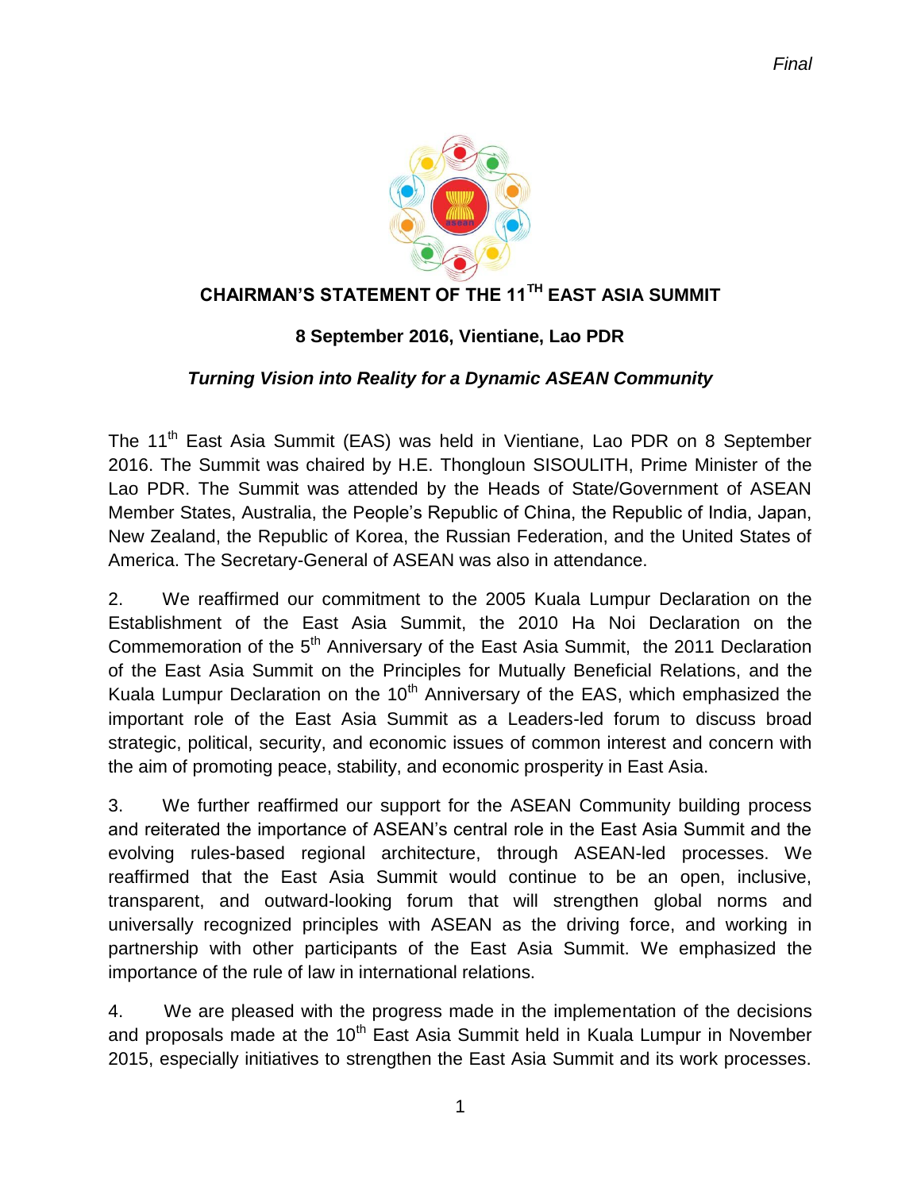*Final*

# CHAIRMAN'S STATEMENT OF THE 11TH EAST ASIA SUMMIT

**8 September 2016, Vientiane, Lao PDR**

***Turning Vision into Reality for a Dynamic ASEAN Community***

The 11th East Asia Summit (EAS) was held in Vientiane, Lao PDR on 8 September 2016. The Summit was chaired by H.E. Thongloun SISOULITH, Prime Minister of the Lao PDR. The Summit was attended by the Heads of State/Government of ASEAN Member States, Australia, the People's Republic of China, the Republic of India, Japan, New Zealand, the Republic of Korea, the Russian Federation, and the United States of America. The Secretary-General of ASEAN was also in attendance.

2. We reaffirmed our commitment to the 2005 Kuala Lumpur Declaration on the Establishment of the East Asia Summit, the 2010 Ha Noi Declaration on the Commemoration of the 5th Anniversary of the East Asia Summit, the 2011 Declaration of the East Asia Summit on the Principles for Mutually Beneficial Relations, and the Kuala Lumpur Declaration on the 10th Anniversary of the EAS, which emphasized the important role of the East Asia Summit as a Leaders-led forum to discuss broad strategic, political, security, and economic issues of common interest and concern with the aim of promoting peace, stability, and economic prosperity in East Asia.

3. We further reaffirmed our support for the ASEAN Community building process and reiterated the importance of ASEAN's central role in the East Asia Summit and the evolving rules-based regional architecture, through ASEAN-led processes. We reaffirmed that the East Asia Summit would continue to be an open, inclusive, transparent, and outward-looking forum that will strengthen global norms and universally recognized principles with ASEAN as the driving force, and working in partnership with other participants of the East Asia Summit. We emphasized the importance of the rule of law in international relations.

4. We are pleased with the progress made in the implementation of the decisions and proposals made at the 10th East Asia Summit held in Kuala Lumpur in November 2015, especially initiatives to strengthen the East Asia Summit and its work processes.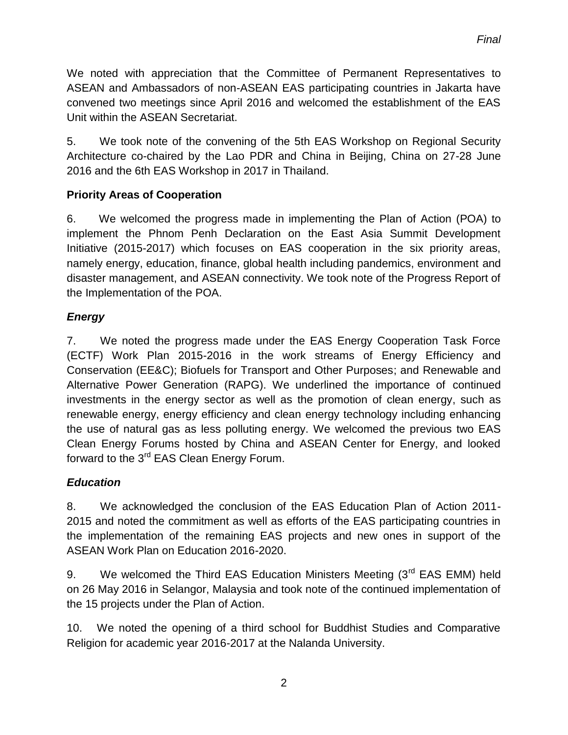We noted with appreciation that the Committee of Permanent Representatives to ASEAN and Ambassadors of non-ASEAN EAS participating countries in Jakarta have convened two meetings since April 2016 and welcomed the establishment of the EAS Unit within the ASEAN Secretariat.

5. We took note of the convening of the 5th EAS Workshop on Regional Security Architecture co-chaired by the Lao PDR and China in Beijing, China on 27-28 June 2016 and the 6th EAS Workshop in 2017 in Thailand.

**Priority Areas of Cooperation**

6. We welcomed the progress made in implementing the Plan of Action (POA) to implement the Phnom Penh Declaration on the East Asia Summit Development Initiative (2015-2017) which focuses on EAS cooperation in the six priority areas, namely energy, education, finance, global health including pandemics, environment and disaster management, and ASEAN connectivity. We took note of the Progress Report of the Implementation of the POA.

***Energy***

7. We noted the progress made under the EAS Energy Cooperation Task Force (ECTF) Work Plan 2015-2016 in the work streams of Energy Efficiency and Conservation (EE&C); Biofuels for Transport and Other Purposes; and Renewable and Alternative Power Generation (RAPG). We underlined the importance of continued investments in the energy sector as well as the promotion of clean energy, such as renewable energy, energy efficiency and clean energy technology including enhancing the use of natural gas as less polluting energy. We welcomed the previous two EAS Clean Energy Forums hosted by China and ASEAN Center for Energy, and looked forward to the 3rd EAS Clean Energy Forum.

***Education***

8. We acknowledged the conclusion of the EAS Education Plan of Action 2011-2015 and noted the commitment as well as efforts of the EAS participating countries in the implementation of the remaining EAS projects and new ones in support of the ASEAN Work Plan on Education 2016-2020.

9. We welcomed the Third EAS Education Ministers Meeting (3rd EAS EMM) held on 26 May 2016 in Selangor, Malaysia and took note of the continued implementation of the 15 projects under the Plan of Action.

10. We noted the opening of a third school for Buddhist Studies and Comparative Religion for academic year 2016-2017 at the Nalanda University.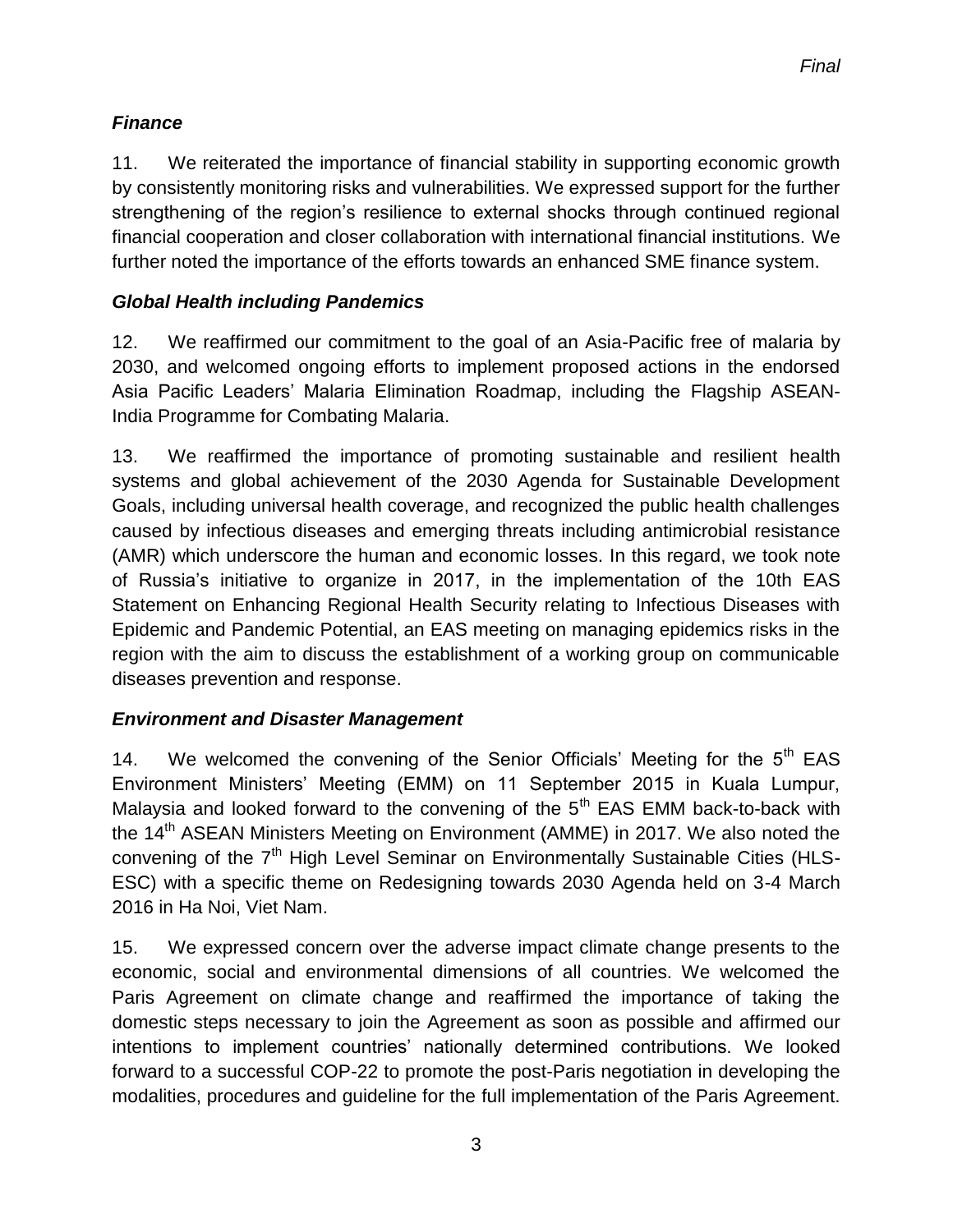### *Finance*

11. We reiterated the importance of financial stability in supporting economic growth by consistently monitoring risks and vulnerabilities. We expressed support for the further strengthening of the region's resilience to external shocks through continued regional financial cooperation and closer collaboration with international financial institutions. We further noted the importance of the efforts towards an enhanced SME finance system.

### *Global Health including Pandemics*

12. We reaffirmed our commitment to the goal of an Asia-Pacific free of malaria by 2030, and welcomed ongoing efforts to implement proposed actions in the endorsed Asia Pacific Leaders' Malaria Elimination Roadmap, including the Flagship ASEAN-India Programme for Combating Malaria.

13. We reaffirmed the importance of promoting sustainable and resilient health systems and global achievement of the 2030 Agenda for Sustainable Development Goals, including universal health coverage, and recognized the public health challenges caused by infectious diseases and emerging threats including antimicrobial resistance (AMR) which underscore the human and economic losses. In this regard, we took note of Russia's initiative to organize in 2017, in the implementation of the 10th EAS Statement on Enhancing Regional Health Security relating to Infectious Diseases with Epidemic and Pandemic Potential, an EAS meeting on managing epidemics risks in the region with the aim to discuss the establishment of a working group on communicable diseases prevention and response.

### *Environment and Disaster Management*

14. We welcomed the convening of the Senior Officials' Meeting for the 5th EAS Environment Ministers' Meeting (EMM) on 11 September 2015 in Kuala Lumpur, Malaysia and looked forward to the convening of the 5th EAS EMM back-to-back with the 14th ASEAN Ministers Meeting on Environment (AMME) in 2017. We also noted the convening of the 7th High Level Seminar on Environmentally Sustainable Cities (HLS-ESC) with a specific theme on Redesigning towards 2030 Agenda held on 3-4 March 2016 in Ha Noi, Viet Nam.

15. We expressed concern over the adverse impact climate change presents to the economic, social and environmental dimensions of all countries. We welcomed the Paris Agreement on climate change and reaffirmed the importance of taking the domestic steps necessary to join the Agreement as soon as possible and affirmed our intentions to implement countries' nationally determined contributions. We looked forward to a successful COP-22 to promote the post-Paris negotiation in developing the modalities, procedures and guideline for the full implementation of the Paris Agreement.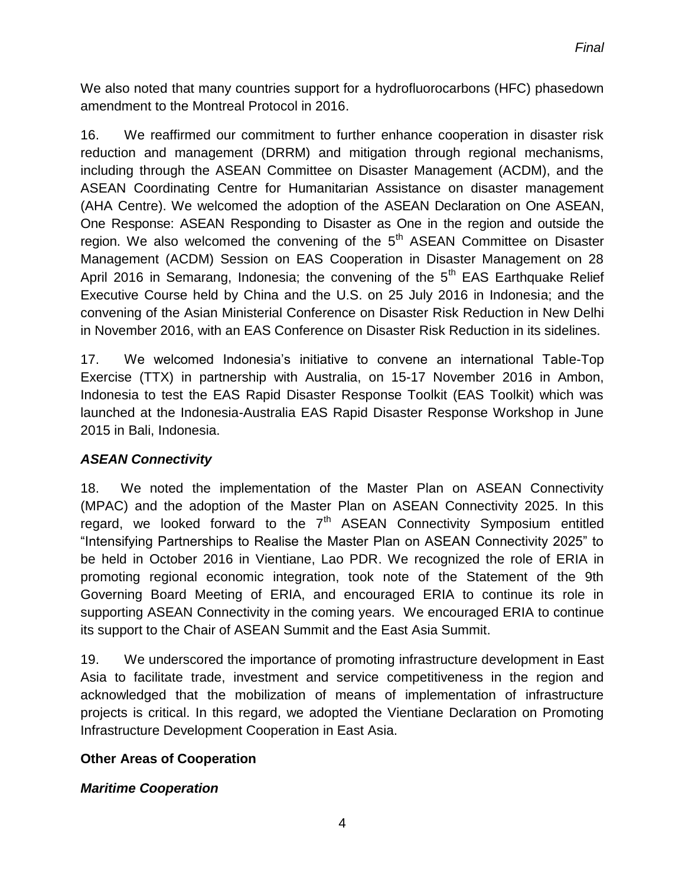We also noted that many countries support for a hydrofluorocarbons (HFC) phasedown amendment to the Montreal Protocol in 2016.

16. We reaffirmed our commitment to further enhance cooperation in disaster risk reduction and management (DRRM) and mitigation through regional mechanisms, including through the ASEAN Committee on Disaster Management (ACDM), and the ASEAN Coordinating Centre for Humanitarian Assistance on disaster management (AHA Centre). We welcomed the adoption of the ASEAN Declaration on One ASEAN, One Response: ASEAN Responding to Disaster as One in the region and outside the region. We also welcomed the convening of the 5th ASEAN Committee on Disaster Management (ACDM) Session on EAS Cooperation in Disaster Management on 28 April 2016 in Semarang, Indonesia; the convening of the 5th EAS Earthquake Relief Executive Course held by China and the U.S. on 25 July 2016 in Indonesia; and the convening of the Asian Ministerial Conference on Disaster Risk Reduction in New Delhi in November 2016, with an EAS Conference on Disaster Risk Reduction in its sidelines.

17. We welcomed Indonesia's initiative to convene an international Table-Top Exercise (TTX) in partnership with Australia, on 15-17 November 2016 in Ambon, Indonesia to test the EAS Rapid Disaster Response Toolkit (EAS Toolkit) which was launched at the Indonesia-Australia EAS Rapid Disaster Response Workshop in June 2015 in Bali, Indonesia.

***ASEAN Connectivity***

18. We noted the implementation of the Master Plan on ASEAN Connectivity (MPAC) and the adoption of the Master Plan on ASEAN Connectivity 2025. In this regard, we looked forward to the 7th ASEAN Connectivity Symposium entitled "Intensifying Partnerships to Realise the Master Plan on ASEAN Connectivity 2025" to be held in October 2016 in Vientiane, Lao PDR. We recognized the role of ERIA in promoting regional economic integration, took note of the Statement of the 9th Governing Board Meeting of ERIA, and encouraged ERIA to continue its role in supporting ASEAN Connectivity in the coming years. We encouraged ERIA to continue its support to the Chair of ASEAN Summit and the East Asia Summit.

19. We underscored the importance of promoting infrastructure development in East Asia to facilitate trade, investment and service competitiveness in the region and acknowledged that the mobilization of means of implementation of infrastructure projects is critical. In this regard, we adopted the Vientiane Declaration on Promoting Infrastructure Development Cooperation in East Asia.

**Other Areas of Cooperation**

***Maritime Cooperation***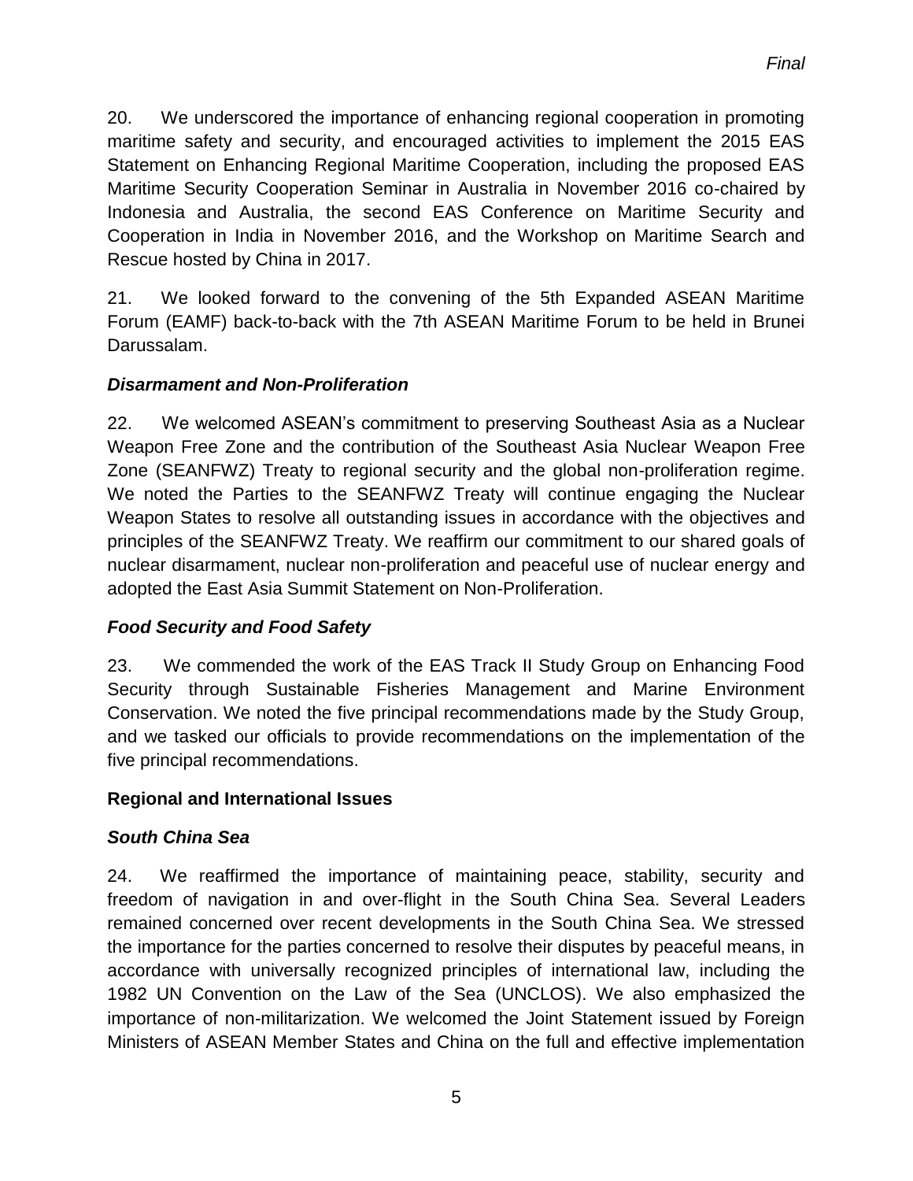20. We underscored the importance of enhancing regional cooperation in promoting maritime safety and security, and encouraged activities to implement the 2015 EAS Statement on Enhancing Regional Maritime Cooperation, including the proposed EAS Maritime Security Cooperation Seminar in Australia in November 2016 co-chaired by Indonesia and Australia, the second EAS Conference on Maritime Security and Cooperation in India in November 2016, and the Workshop on Maritime Search and Rescue hosted by China in 2017.

21. We looked forward to the convening of the 5th Expanded ASEAN Maritime Forum (EAMF) back-to-back with the 7th ASEAN Maritime Forum to be held in Brunei Darussalam.

***Disarmament and Non-Proliferation***

22. We welcomed ASEAN's commitment to preserving Southeast Asia as a Nuclear Weapon Free Zone and the contribution of the Southeast Asia Nuclear Weapon Free Zone (SEANFWZ) Treaty to regional security and the global non-proliferation regime. We noted the Parties to the SEANFWZ Treaty will continue engaging the Nuclear Weapon States to resolve all outstanding issues in accordance with the objectives and principles of the SEANFWZ Treaty. We reaffirm our commitment to our shared goals of nuclear disarmament, nuclear non-proliferation and peaceful use of nuclear energy and adopted the East Asia Summit Statement on Non-Proliferation.

***Food Security and Food Safety***

23. We commended the work of the EAS Track II Study Group on Enhancing Food Security through Sustainable Fisheries Management and Marine Environment Conservation. We noted the five principal recommendations made by the Study Group, and we tasked our officials to provide recommendations on the implementation of the five principal recommendations.

**Regional and International Issues**

***South China Sea***

24. We reaffirmed the importance of maintaining peace, stability, security and freedom of navigation in and over-flight in the South China Sea. Several Leaders remained concerned over recent developments in the South China Sea. We stressed the importance for the parties concerned to resolve their disputes by peaceful means, in accordance with universally recognized principles of international law, including the 1982 UN Convention on the Law of the Sea (UNCLOS). We also emphasized the importance of non-militarization. We welcomed the Joint Statement issued by Foreign Ministers of ASEAN Member States and China on the full and effective implementation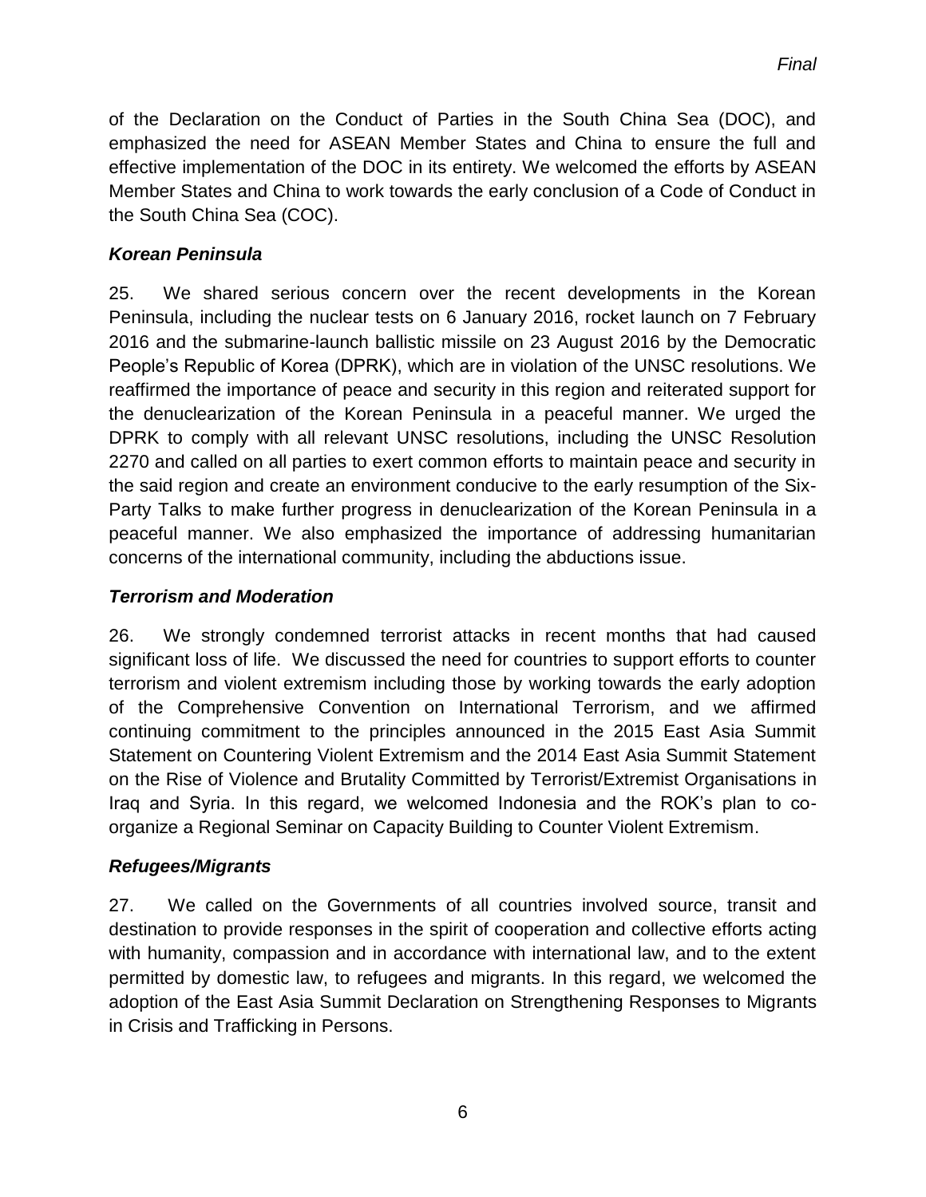of the Declaration on the Conduct of Parties in the South China Sea (DOC), and emphasized the need for ASEAN Member States and China to ensure the full and effective implementation of the DOC in its entirety. We welcomed the efforts by ASEAN Member States and China to work towards the early conclusion of a Code of Conduct in the South China Sea (COC).

### *Korean Peninsula*

25. We shared serious concern over the recent developments in the Korean Peninsula, including the nuclear tests on 6 January 2016, rocket launch on 7 February 2016 and the submarine-launch ballistic missile on 23 August 2016 by the Democratic People's Republic of Korea (DPRK), which are in violation of the UNSC resolutions. We reaffirmed the importance of peace and security in this region and reiterated support for the denuclearization of the Korean Peninsula in a peaceful manner. We urged the DPRK to comply with all relevant UNSC resolutions, including the UNSC Resolution 2270 and called on all parties to exert common efforts to maintain peace and security in the said region and create an environment conducive to the early resumption of the Six-Party Talks to make further progress in denuclearization of the Korean Peninsula in a peaceful manner. We also emphasized the importance of addressing humanitarian concerns of the international community, including the abductions issue.

### *Terrorism and Moderation*

26. We strongly condemned terrorist attacks in recent months that had caused significant loss of life. We discussed the need for countries to support efforts to counter terrorism and violent extremism including those by working towards the early adoption of the Comprehensive Convention on International Terrorism, and we affirmed continuing commitment to the principles announced in the 2015 East Asia Summit Statement on Countering Violent Extremism and the 2014 East Asia Summit Statement on the Rise of Violence and Brutality Committed by Terrorist/Extremist Organisations in Iraq and Syria. In this regard, we welcomed Indonesia and the ROK's plan to co-organize a Regional Seminar on Capacity Building to Counter Violent Extremism.

### *Refugees/Migrants*

27. We called on the Governments of all countries involved source, transit and destination to provide responses in the spirit of cooperation and collective efforts acting with humanity, compassion and in accordance with international law, and to the extent permitted by domestic law, to refugees and migrants. In this regard, we welcomed the adoption of the East Asia Summit Declaration on Strengthening Responses to Migrants in Crisis and Trafficking in Persons.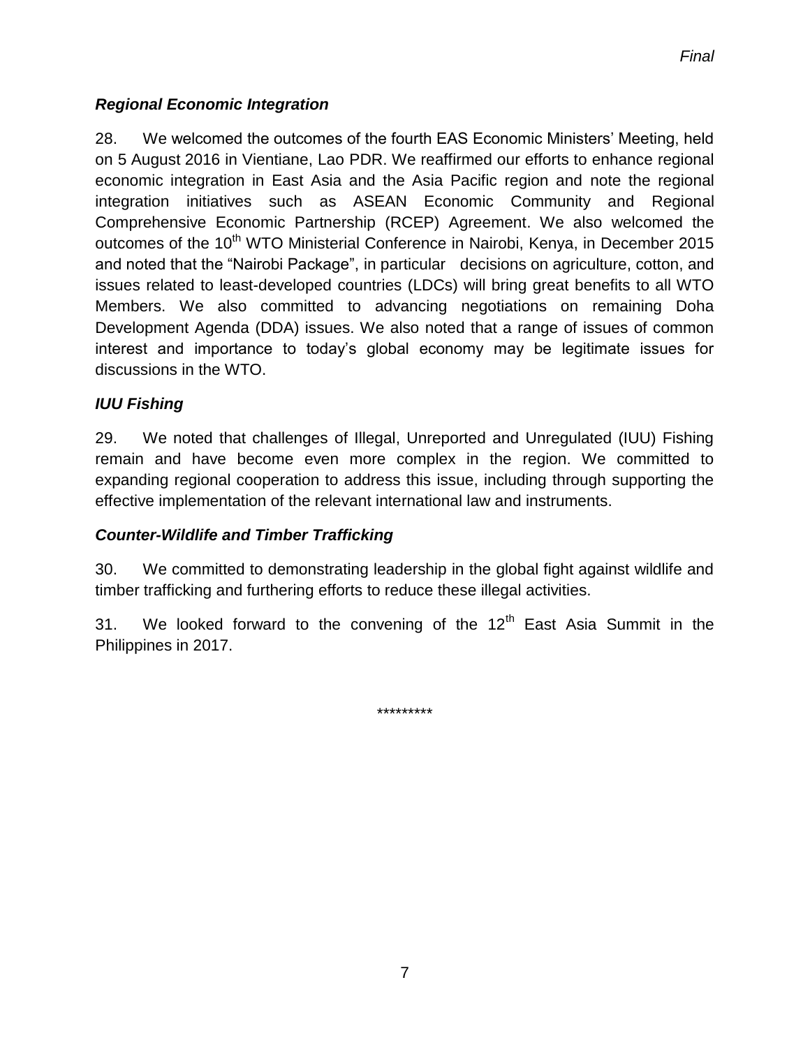### *Regional Economic Integration*

28. We welcomed the outcomes of the fourth EAS Economic Ministers' Meeting, held on 5 August 2016 in Vientiane, Lao PDR. We reaffirmed our efforts to enhance regional economic integration in East Asia and the Asia Pacific region and note the regional integration initiatives such as ASEAN Economic Community and Regional Comprehensive Economic Partnership (RCEP) Agreement. We also welcomed the outcomes of the 10th WTO Ministerial Conference in Nairobi, Kenya, in December 2015 and noted that the "Nairobi Package", in particular decisions on agriculture, cotton, and issues related to least-developed countries (LDCs) will bring great benefits to all WTO Members. We also committed to advancing negotiations on remaining Doha Development Agenda (DDA) issues. We also noted that a range of issues of common interest and importance to today's global economy may be legitimate issues for discussions in the WTO.

### *IUU Fishing*

29. We noted that challenges of Illegal, Unreported and Unregulated (IUU) Fishing remain and have become even more complex in the region. We committed to expanding regional cooperation to address this issue, including through supporting the effective implementation of the relevant international law and instruments.

### *Counter-Wildlife and Timber Trafficking*

30. We committed to demonstrating leadership in the global fight against wildlife and timber trafficking and furthering efforts to reduce these illegal activities.

31. We looked forward to the convening of the 12th East Asia Summit in the Philippines in 2017.

*********